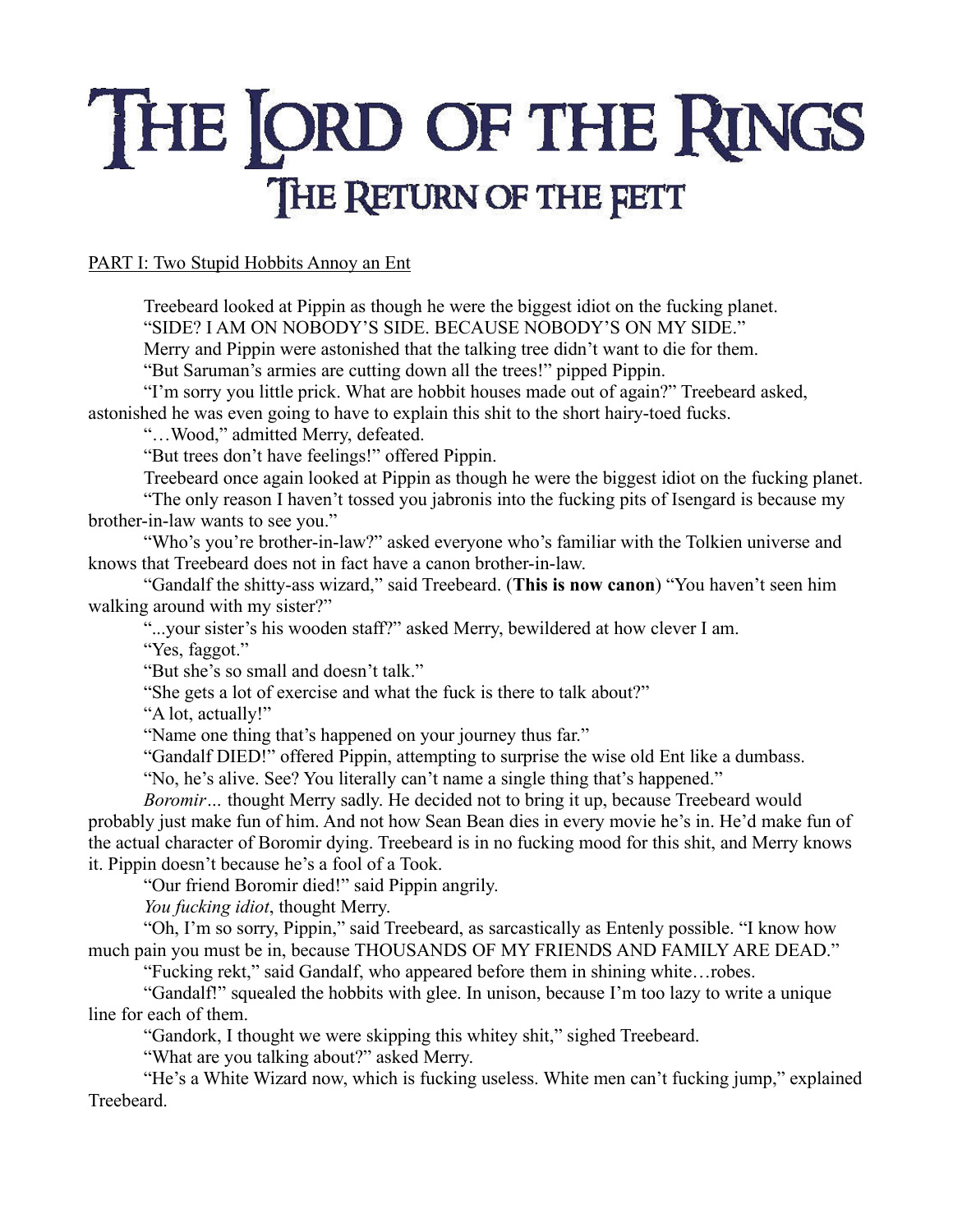# The Lord of the Rings
## The Return of the Fett

PART I: Two Stupid Hobbits Annoy an Ent

Treebeard looked at Pippin as though he were the biggest idiot on the fucking planet.

"SIDE? I AM ON NOBODY'S SIDE. BECAUSE NOBODY'S ON MY SIDE."

Merry and Pippin were astonished that the talking tree didn't want to die for them.

"But Saruman's armies are cutting down all the trees!" pipped Pippin.

"I'm sorry you little prick. What are hobbit houses made out of again?" Treebeard asked, astonished he was even going to have to explain this shit to the short hairy-toed fucks.

"…Wood," admitted Merry, defeated.

"But trees don't have feelings!" offered Pippin.

Treebeard once again looked at Pippin as though he were the biggest idiot on the fucking planet.

"The only reason I haven't tossed you jabronis into the fucking pits of Isengard is because my brother-in-law wants to see you."

"Who's you're brother-in-law?" asked everyone who's familiar with the Tolkien universe and knows that Treebeard does not in fact have a canon brother-in-law.

"Gandalf the shitty-ass wizard," said Treebeard. (**This is now canon**) "You haven't seen him walking around with my sister?"

"...your sister's his wooden staff?" asked Merry, bewildered at how clever I am.

"Yes, faggot."

"But she's so small and doesn't talk."

"She gets a lot of exercise and what the fuck is there to talk about?"

"A lot, actually!"

"Name one thing that's happened on your journey thus far."

"Gandalf DIED!" offered Pippin, attempting to surprise the wise old Ent like a dumbass.

"No, he's alive. See? You literally can't name a single thing that's happened."

*Boromir…* thought Merry sadly. He decided not to bring it up, because Treebeard would probably just make fun of him. And not how Sean Bean dies in every movie he's in. He'd make fun of the actual character of Boromir dying. Treebeard is in no fucking mood for this shit, and Merry knows it. Pippin doesn't because he's a fool of a Took.

"Our friend Boromir died!" said Pippin angrily.

*You fucking idiot*, thought Merry.

"Oh, I'm so sorry, Pippin," said Treebeard, as sarcastically as Entenly possible. "I know how much pain you must be in, because THOUSANDS OF MY FRIENDS AND FAMILY ARE DEAD."

"Fucking rekt," said Gandalf, who appeared before them in shining white…robes.

"Gandalf!" squealed the hobbits with glee. In unison, because I'm too lazy to write a unique line for each of them.

"Gandork, I thought we were skipping this whitey shit," sighed Treebeard.

"What are you talking about?" asked Merry.

"He's a White Wizard now, which is fucking useless. White men can't fucking jump," explained Treebeard.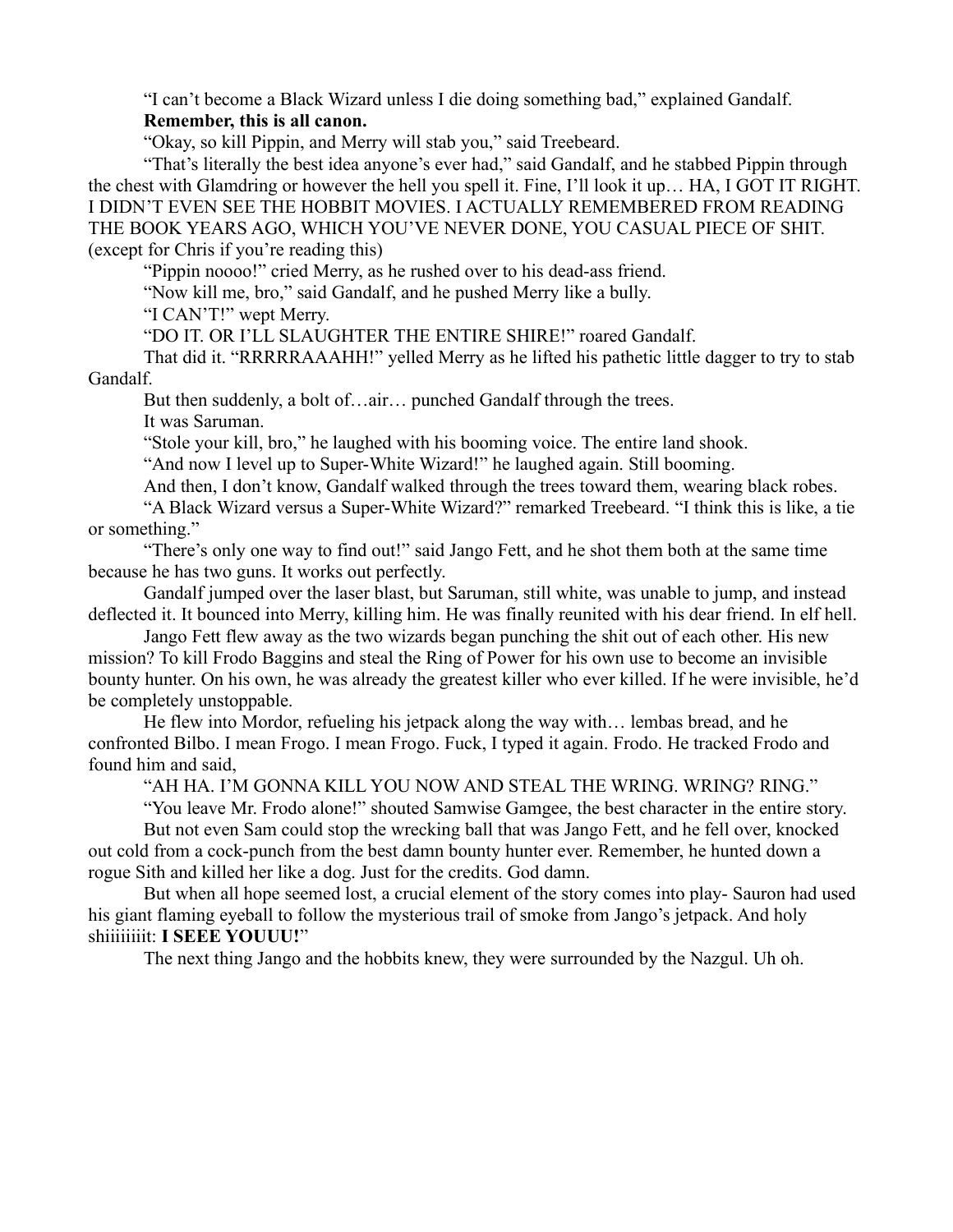"I can't become a Black Wizard unless I die doing something bad," explained Gandalf.

**Remember, this is all canon.**

"Okay, so kill Pippin, and Merry will stab you," said Treebeard.

"That's literally the best idea anyone's ever had," said Gandalf, and he stabbed Pippin through the chest with Glamdring or however the hell you spell it. Fine, I'll look it up… HA, I GOT IT RIGHT. I DIDN'T EVEN SEE THE HOBBIT MOVIES. I ACTUALLY REMEMBERED FROM READING THE BOOK YEARS AGO, WHICH YOU'VE NEVER DONE, YOU CASUAL PIECE OF SHIT. (except for Chris if you're reading this)

"Pippin noooo!" cried Merry, as he rushed over to his dead-ass friend.

"Now kill me, bro," said Gandalf, and he pushed Merry like a bully.

"I CAN'T!" wept Merry.

"DO IT. OR I'LL SLAUGHTER THE ENTIRE SHIRE!" roared Gandalf.

That did it. "RRRRRAAAHH!" yelled Merry as he lifted his pathetic little dagger to try to stab Gandalf.

But then suddenly, a bolt of…air… punched Gandalf through the trees.

It was Saruman.

"Stole your kill, bro," he laughed with his booming voice. The entire land shook.

"And now I level up to Super-White Wizard!" he laughed again. Still booming.

And then, I don't know, Gandalf walked through the trees toward them, wearing black robes.

"A Black Wizard versus a Super-White Wizard?" remarked Treebeard. "I think this is like, a tie or something."

"There's only one way to find out!" said Jango Fett, and he shot them both at the same time because he has two guns. It works out perfectly.

Gandalf jumped over the laser blast, but Saruman, still white, was unable to jump, and instead deflected it. It bounced into Merry, killing him. He was finally reunited with his dear friend. In elf hell.

Jango Fett flew away as the two wizards began punching the shit out of each other. His new mission? To kill Frodo Baggins and steal the Ring of Power for his own use to become an invisible bounty hunter. On his own, he was already the greatest killer who ever killed. If he were invisible, he'd be completely unstoppable.

He flew into Mordor, refueling his jetpack along the way with… lembas bread, and he confronted Bilbo. I mean Frogo. I mean Frogo. Fuck, I typed it again. Frodo. He tracked Frodo and found him and said,

"AH HA. I'M GONNA KILL YOU NOW AND STEAL THE WRING. WRING? RING."

"You leave Mr. Frodo alone!" shouted Samwise Gamgee, the best character in the entire story.

But not even Sam could stop the wrecking ball that was Jango Fett, and he fell over, knocked out cold from a cock-punch from the best damn bounty hunter ever. Remember, he hunted down a rogue Sith and killed her like a dog. Just for the credits. God damn.

But when all hope seemed lost, a crucial element of the story comes into play- Sauron had used his giant flaming eyeball to follow the mysterious trail of smoke from Jango's jetpack. And holy shiiiiiiiit: **I SEEE YOUUU!**"

The next thing Jango and the hobbits knew, they were surrounded by the Nazgul. Uh oh.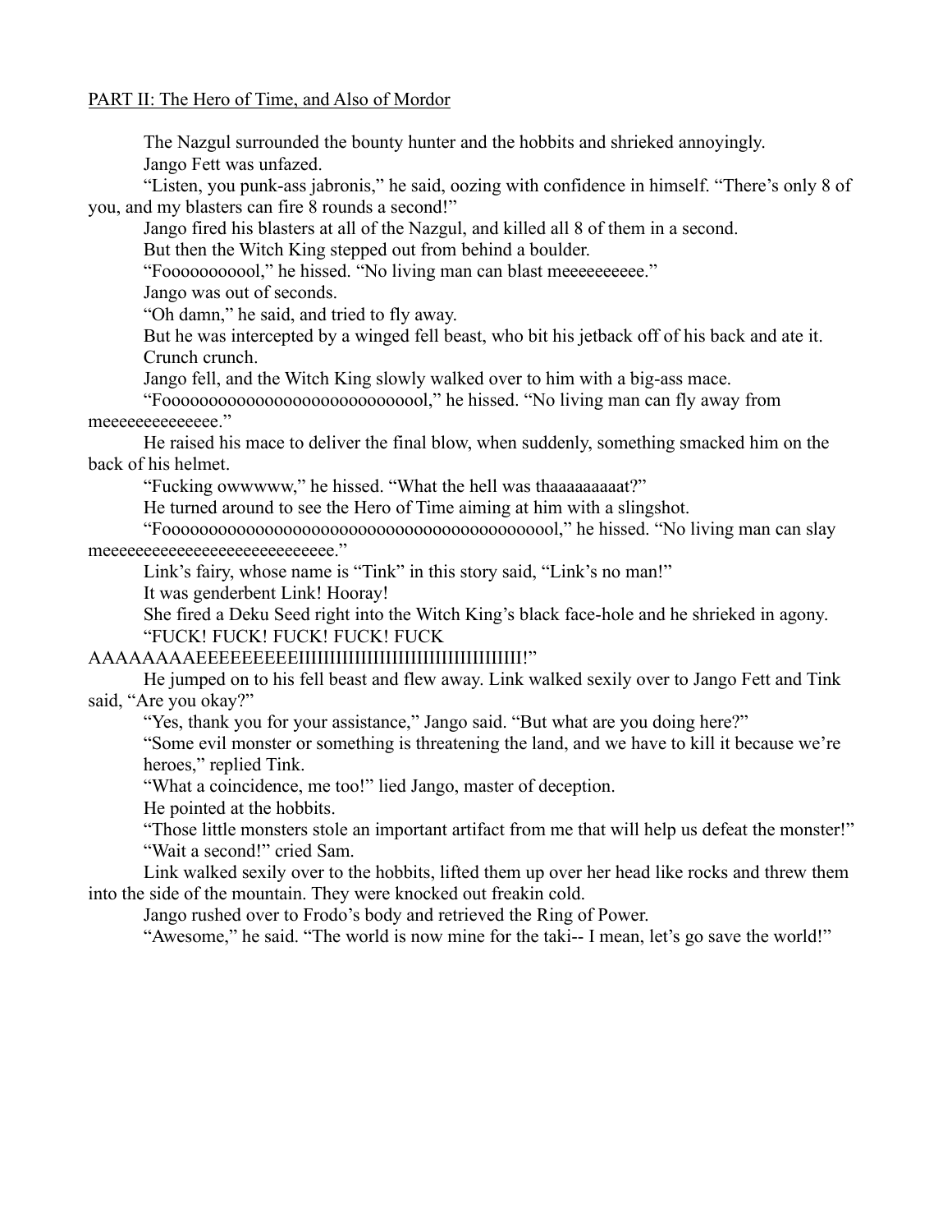PART II: The Hero of Time, and Also of Mordor

The Nazgul surrounded the bounty hunter and the hobbits and shrieked annoyingly.

Jango Fett was unfazed.

"Listen, you punk-ass jabronis," he said, oozing with confidence in himself. "There's only 8 of you, and my blasters can fire 8 rounds a second!"

Jango fired his blasters at all of the Nazgul, and killed all 8 of them in a second.

But then the Witch King stepped out from behind a boulder.

"Foooooooooool," he hissed. "No living man can blast meeeeeeeeee."

Jango was out of seconds.

"Oh damn," he said, and tried to fly away.

But he was intercepted by a winged fell beast, who bit his jetback off of his back and ate it. Crunch crunch.

Jango fell, and the Witch King slowly walked over to him with a big-ass mace.

"Foooooooooooooooooooooooooooool," he hissed. "No living man can fly away from meeeeeeeeeeeeee."

He raised his mace to deliver the final blow, when suddenly, something smacked him on the back of his helmet.

"Fucking owwwww," he hissed. "What the hell was thaaaaaaaaat?"

He turned around to see the Hero of Time aiming at him with a slingshot.

"Foooooooooooooooooooooooooooooooooooooooool," he hissed. "No living man can slay meeeeeeeeeeeeeeeeeeeeeeeeeee."

Link's fairy, whose name is "Tink" in this story said, "Link's no man!"

It was genderbent Link! Hooray!

She fired a Deku Seed right into the Witch King's black face-hole and he shrieked in agony.

"FUCK! FUCK! FUCK! FUCK! FUCK AAAAAAAAEEEEEEEEEIIIIIIIIIIIIIIIIIIIIIIIIIIIIIIIIIII!"

He jumped on to his fell beast and flew away. Link walked sexily over to Jango Fett and Tink said, "Are you okay?"

"Yes, thank you for your assistance," Jango said. "But what are you doing here?"

"Some evil monster or something is threatening the land, and we have to kill it because we're heroes," replied Tink.

"What a coincidence, me too!" lied Jango, master of deception.

He pointed at the hobbits.

"Those little monsters stole an important artifact from me that will help us defeat the monster!"

"Wait a second!" cried Sam.

Link walked sexily over to the hobbits, lifted them up over her head like rocks and threw them into the side of the mountain. They were knocked out freakin cold.

Jango rushed over to Frodo's body and retrieved the Ring of Power.

"Awesome," he said. "The world is now mine for the taki-- I mean, let's go save the world!"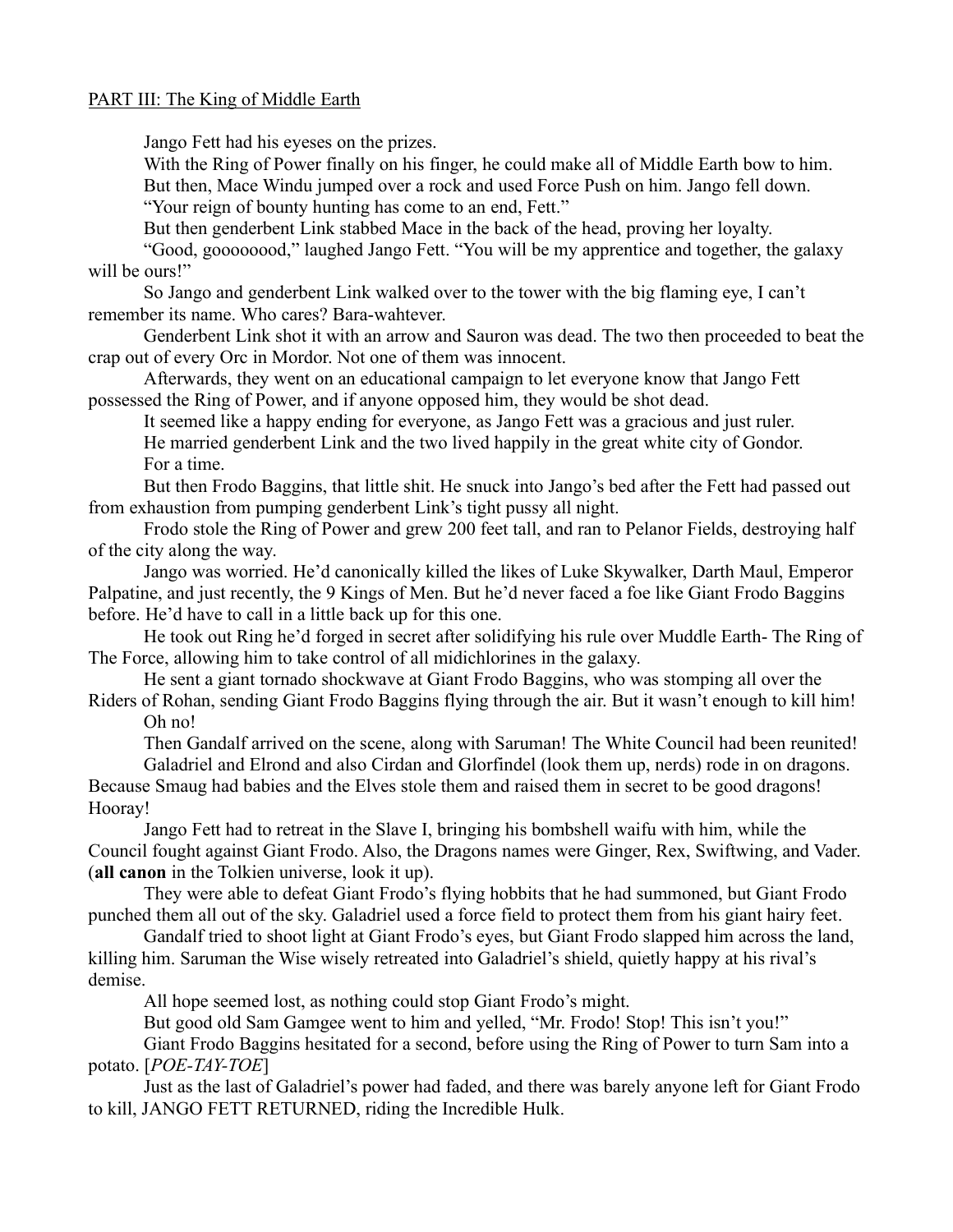PART III: The King of Middle Earth

Jango Fett had his eyeses on the prizes.

With the Ring of Power finally on his finger, he could make all of Middle Earth bow to him.

But then, Mace Windu jumped over a rock and used Force Push on him. Jango fell down.

"Your reign of bounty hunting has come to an end, Fett."

But then genderbent Link stabbed Mace in the back of the head, proving her loyalty.

"Good, goooooood," laughed Jango Fett. "You will be my apprentice and together, the galaxy will be ours!"

So Jango and genderbent Link walked over to the tower with the big flaming eye, I can't remember its name. Who cares? Bara-wahtever.

Genderbent Link shot it with an arrow and Sauron was dead. The two then proceeded to beat the crap out of every Orc in Mordor. Not one of them was innocent.

Afterwards, they went on an educational campaign to let everyone know that Jango Fett possessed the Ring of Power, and if anyone opposed him, they would be shot dead.

It seemed like a happy ending for everyone, as Jango Fett was a gracious and just ruler.

He married genderbent Link and the two lived happily in the great white city of Gondor.

For a time.

But then Frodo Baggins, that little shit. He snuck into Jango's bed after the Fett had passed out from exhaustion from pumping genderbent Link's tight pussy all night.

Frodo stole the Ring of Power and grew 200 feet tall, and ran to Pelanor Fields, destroying half of the city along the way.

Jango was worried. He'd canonically killed the likes of Luke Skywalker, Darth Maul, Emperor Palpatine, and just recently, the 9 Kings of Men. But he'd never faced a foe like Giant Frodo Baggins before. He'd have to call in a little back up for this one.

He took out Ring he'd forged in secret after solidifying his rule over Muddle Earth- The Ring of The Force, allowing him to take control of all midichlorines in the galaxy.

He sent a giant tornado shockwave at Giant Frodo Baggins, who was stomping all over the Riders of Rohan, sending Giant Frodo Baggins flying through the air. But it wasn't enough to kill him! Oh no!

Then Gandalf arrived on the scene, along with Saruman! The White Council had been reunited!

Galadriel and Elrond and also Cirdan and Glorfindel (look them up, nerds) rode in on dragons. Because Smaug had babies and the Elves stole them and raised them in secret to be good dragons! Hooray!

Jango Fett had to retreat in the Slave I, bringing his bombshell waifu with him, while the Council fought against Giant Frodo. Also, the Dragons names were Ginger, Rex, Swiftwing, and Vader. (**all canon** in the Tolkien universe, look it up).

They were able to defeat Giant Frodo's flying hobbits that he had summoned, but Giant Frodo punched them all out of the sky. Galadriel used a force field to protect them from his giant hairy feet.

Gandalf tried to shoot light at Giant Frodo's eyes, but Giant Frodo slapped him across the land, killing him. Saruman the Wise wisely retreated into Galadriel's shield, quietly happy at his rival's demise.

All hope seemed lost, as nothing could stop Giant Frodo's might.

But good old Sam Gamgee went to him and yelled, "Mr. Frodo! Stop! This isn't you!"

Giant Frodo Baggins hesitated for a second, before using the Ring of Power to turn Sam into a potato. [*POE-TAY-TOE*]

Just as the last of Galadriel's power had faded, and there was barely anyone left for Giant Frodo to kill, JANGO FETT RETURNED, riding the Incredible Hulk.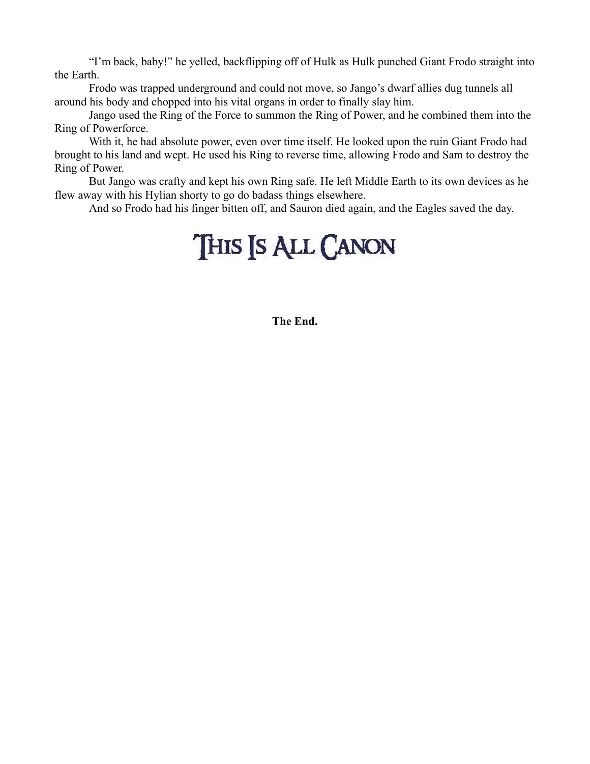"I'm back, baby!" he yelled, backflipping off of Hulk as Hulk punched Giant Frodo straight into the Earth.

Frodo was trapped underground and could not move, so Jango's dwarf allies dug tunnels all around his body and chopped into his vital organs in order to finally slay him.

Jango used the Ring of the Force to summon the Ring of Power, and he combined them into the Ring of Powerforce.

With it, he had absolute power, even over time itself. He looked upon the ruin Giant Frodo had brought to his land and wept. He used his Ring to reverse time, allowing Frodo and Sam to destroy the Ring of Power.

But Jango was crafty and kept his own Ring safe. He left Middle Earth to its own devices as he flew away with his Hylian shorty to go do badass things elsewhere.

And so Frodo had his finger bitten off, and Sauron died again, and the Eagles saved the day.

# This Is All Canon

**The End.**